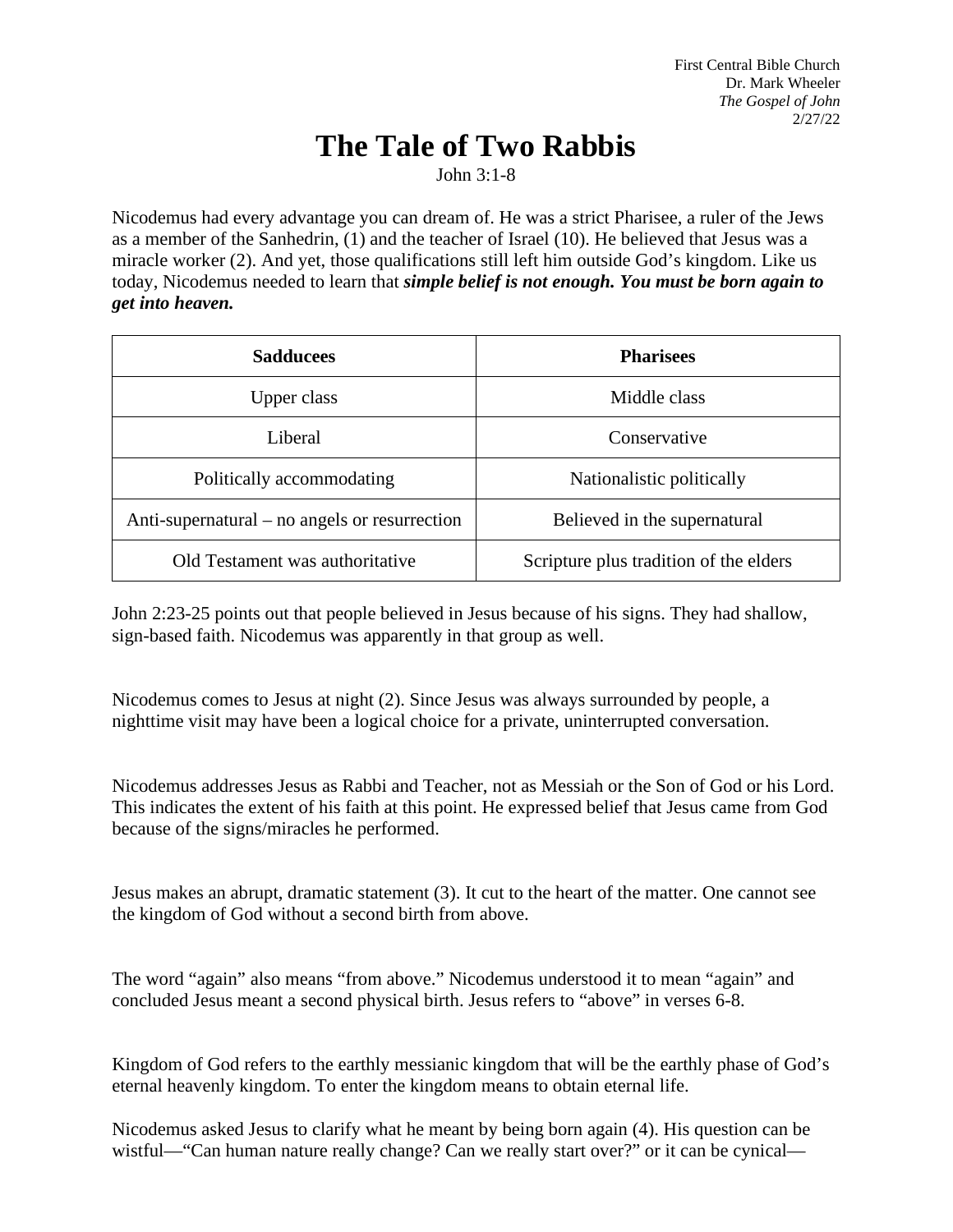First Central Bible Church
Dr. Mark Wheeler
*The Gospel of John*
2/27/22

# The Tale of Two Rabbis

John 3:1-8

Nicodemus had every advantage you can dream of. He was a strict Pharisee, a ruler of the Jews as a member of the Sanhedrin, (1) and the teacher of Israel (10). He believed that Jesus was a miracle worker (2). And yet, those qualifications still left him outside God's kingdom. Like us today, Nicodemus needed to learn that ***simple belief is not enough. You must be born again to get into heaven.***

| Sadducees | Pharisees |
|---|---|
| Upper class | Middle class |
| Liberal | Conservative |
| Politically accommodating | Nationalistic politically |
| Anti-supernatural – no angels or resurrection | Believed in the supernatural |
| Old Testament was authoritative | Scripture plus tradition of the elders |

John 2:23-25 points out that people believed in Jesus because of his signs. They had shallow, sign-based faith. Nicodemus was apparently in that group as well.

Nicodemus comes to Jesus at night (2). Since Jesus was always surrounded by people, a nighttime visit may have been a logical choice for a private, uninterrupted conversation.

Nicodemus addresses Jesus as Rabbi and Teacher, not as Messiah or the Son of God or his Lord. This indicates the extent of his faith at this point. He expressed belief that Jesus came from God because of the signs/miracles he performed.

Jesus makes an abrupt, dramatic statement (3). It cut to the heart of the matter. One cannot see the kingdom of God without a second birth from above.

The word "again" also means "from above." Nicodemus understood it to mean "again" and concluded Jesus meant a second physical birth. Jesus refers to "above" in verses 6-8.

Kingdom of God refers to the earthly messianic kingdom that will be the earthly phase of God's eternal heavenly kingdom. To enter the kingdom means to obtain eternal life.

Nicodemus asked Jesus to clarify what he meant by being born again (4). His question can be wistful—"Can human nature really change? Can we really start over?" or it can be cynical—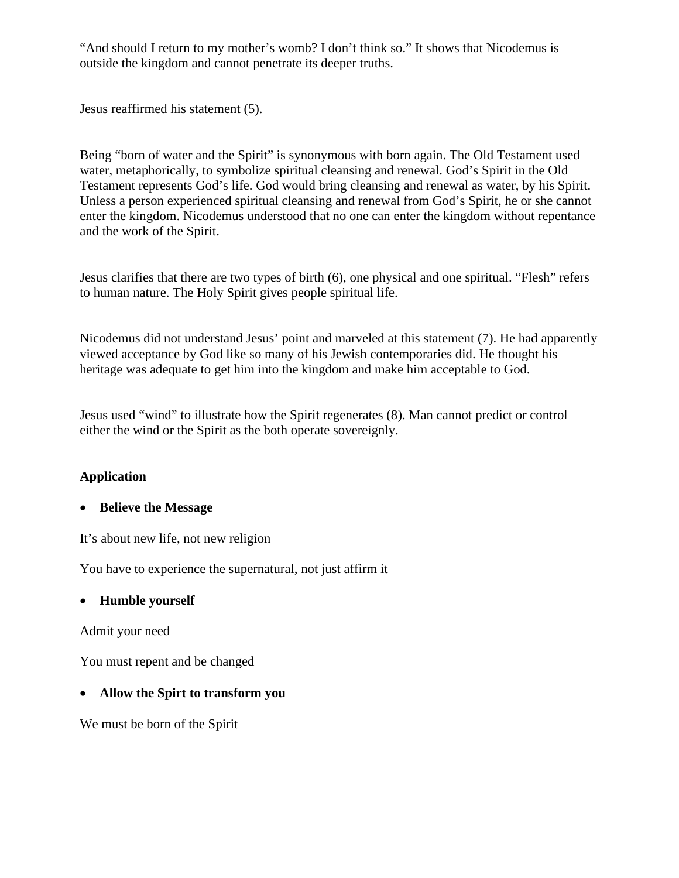"And should I return to my mother's womb? I don't think so." It shows that Nicodemus is outside the kingdom and cannot penetrate its deeper truths.

Jesus reaffirmed his statement (5).

Being "born of water and the Spirit" is synonymous with born again. The Old Testament used water, metaphorically, to symbolize spiritual cleansing and renewal. God's Spirit in the Old Testament represents God's life. God would bring cleansing and renewal as water, by his Spirit. Unless a person experienced spiritual cleansing and renewal from God's Spirit, he or she cannot enter the kingdom. Nicodemus understood that no one can enter the kingdom without repentance and the work of the Spirit.

Jesus clarifies that there are two types of birth (6), one physical and one spiritual. "Flesh" refers to human nature. The Holy Spirit gives people spiritual life.

Nicodemus did not understand Jesus' point and marveled at this statement (7). He had apparently viewed acceptance by God like so many of his Jewish contemporaries did. He thought his heritage was adequate to get him into the kingdom and make him acceptable to God.

Jesus used "wind" to illustrate how the Spirit regenerates (8). Man cannot predict or control either the wind or the Spirit as the both operate sovereignly.

**Application**

- **Believe the Message**

It's about new life, not new religion

You have to experience the supernatural, not just affirm it

- **Humble yourself**

Admit your need

You must repent and be changed

- **Allow the Spirt to transform you**

We must be born of the Spirit